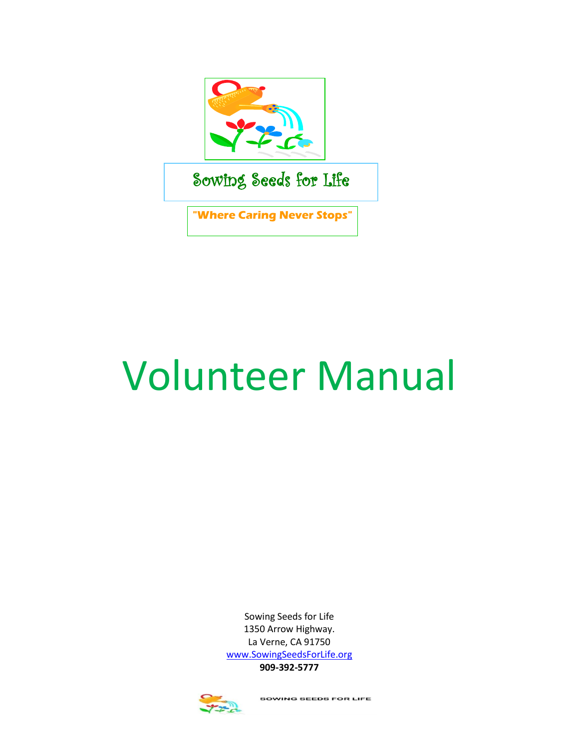Sowing Seeds for Life

**"Where Caring Never Stops"**

# Volunteer Manual

Sowing Seeds for Life
1350 Arrow Highway.
La Verne, CA 91750
www.SowingSeedsForLife.org
**909-392-5777**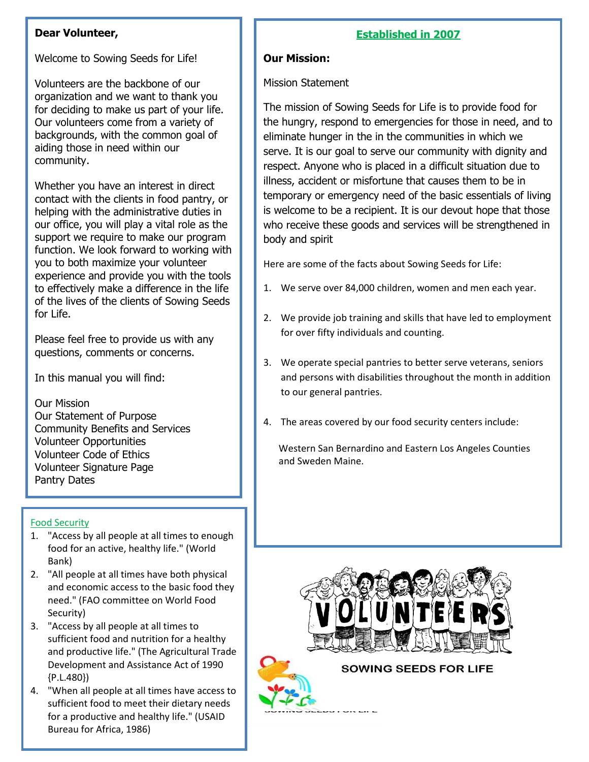**Dear Volunteer,**

Welcome to Sowing Seeds for Life!

Volunteers are the backbone of our organization and we want to thank you for deciding to make us part of your life. Our volunteers come from a variety of backgrounds, with the common goal of aiding those in need within our community.

Whether you have an interest in direct contact with the clients in food pantry, or helping with the administrative duties in our office, you will play a vital role as the support we require to make our program function. We look forward to working with you to both maximize your volunteer experience and provide you with the tools to effectively make a difference in the life of the lives of the clients of Sowing Seeds for Life.

Please feel free to provide us with any questions, comments or concerns.

In this manual you will find:

Our Mission
Our Statement of Purpose
Community Benefits and Services
Volunteer Opportunities
Volunteer Code of Ethics
Volunteer Signature Page
Pantry Dates

**Food Security**

1. "Access by all people at all times to enough food for an active, healthy life." (World Bank)
2. "All people at all times have both physical and economic access to the basic food they need." (FAO committee on World Food Security)
3. "Access by all people at all times to sufficient food and nutrition for a healthy and productive life." (The Agricultural Trade Development and Assistance Act of 1990 {P.L.480})
4. "When all people at all times have access to sufficient food to meet their dietary needs for a productive and healthy life." (USAID Bureau for Africa, 1986)

**Established in 2007**

**Our Mission:**

Mission Statement

The mission of Sowing Seeds for Life is to provide food for the hungry, respond to emergencies for those in need, and to eliminate hunger in the in the communities in which we serve. It is our goal to serve our community with dignity and respect. Anyone who is placed in a difficult situation due to illness, accident or misfortune that causes them to be in temporary or emergency need of the basic essentials of living is welcome to be a recipient. It is our devout hope that those who receive these goods and services will be strengthened in body and spirit

Here are some of the facts about Sowing Seeds for Life:

1. We serve over 84,000 children, women and men each year.
2. We provide job training and skills that have led to employment for over fifty individuals and counting.
3. We operate special pantries to better serve veterans, seniors and persons with disabilities throughout the month in addition to our general pantries.
4. The areas covered by our food security centers include:

   Western San Bernardino and Eastern Los Angeles Counties and Sweden Maine.

VOLUNTEERS

SOWING SEEDS FOR LIFE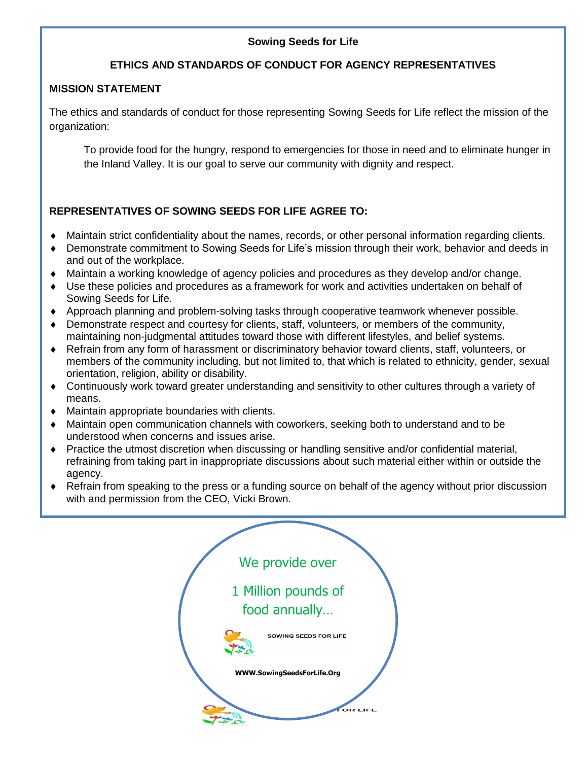**Sowing Seeds for Life**

**ETHICS AND STANDARDS OF CONDUCT FOR AGENCY REPRESENTATIVES**

**MISSION STATEMENT**

The ethics and standards of conduct for those representing Sowing Seeds for Life reflect the mission of the organization:

> To provide food for the hungry, respond to emergencies for those in need and to eliminate hunger in the Inland Valley. It is our goal to serve our community with dignity and respect.

**REPRESENTATIVES OF SOWING SEEDS FOR LIFE AGREE TO:**

- Maintain strict confidentiality about the names, records, or other personal information regarding clients.
- Demonstrate commitment to Sowing Seeds for Life's mission through their work, behavior and deeds in and out of the workplace.
- Maintain a working knowledge of agency policies and procedures as they develop and/or change.
- Use these policies and procedures as a framework for work and activities undertaken on behalf of Sowing Seeds for Life.
- Approach planning and problem-solving tasks through cooperative teamwork whenever possible.
- Demonstrate respect and courtesy for clients, staff, volunteers, or members of the community, maintaining non-judgmental attitudes toward those with different lifestyles, and belief systems.
- Refrain from any form of harassment or discriminatory behavior toward clients, staff, volunteers, or members of the community including, but not limited to, that which is related to ethnicity, gender, sexual orientation, religion, ability or disability.
- Continuously work toward greater understanding and sensitivity to other cultures through a variety of means.
- Maintain appropriate boundaries with clients.
- Maintain open communication channels with coworkers, seeking both to understand and to be understood when concerns and issues arise.
- Practice the utmost discretion when discussing or handling sensitive and/or confidential material, refraining from taking part in inappropriate discussions about such material either within or outside the agency.
- Refrain from speaking to the press or a funding source on behalf of the agency without prior discussion with and permission from the CEO, Vicki Brown.

We provide over

1 Million pounds of food annually…

SOWING SEEDS FOR LIFE

WWW.SowingSeedsForLife.Org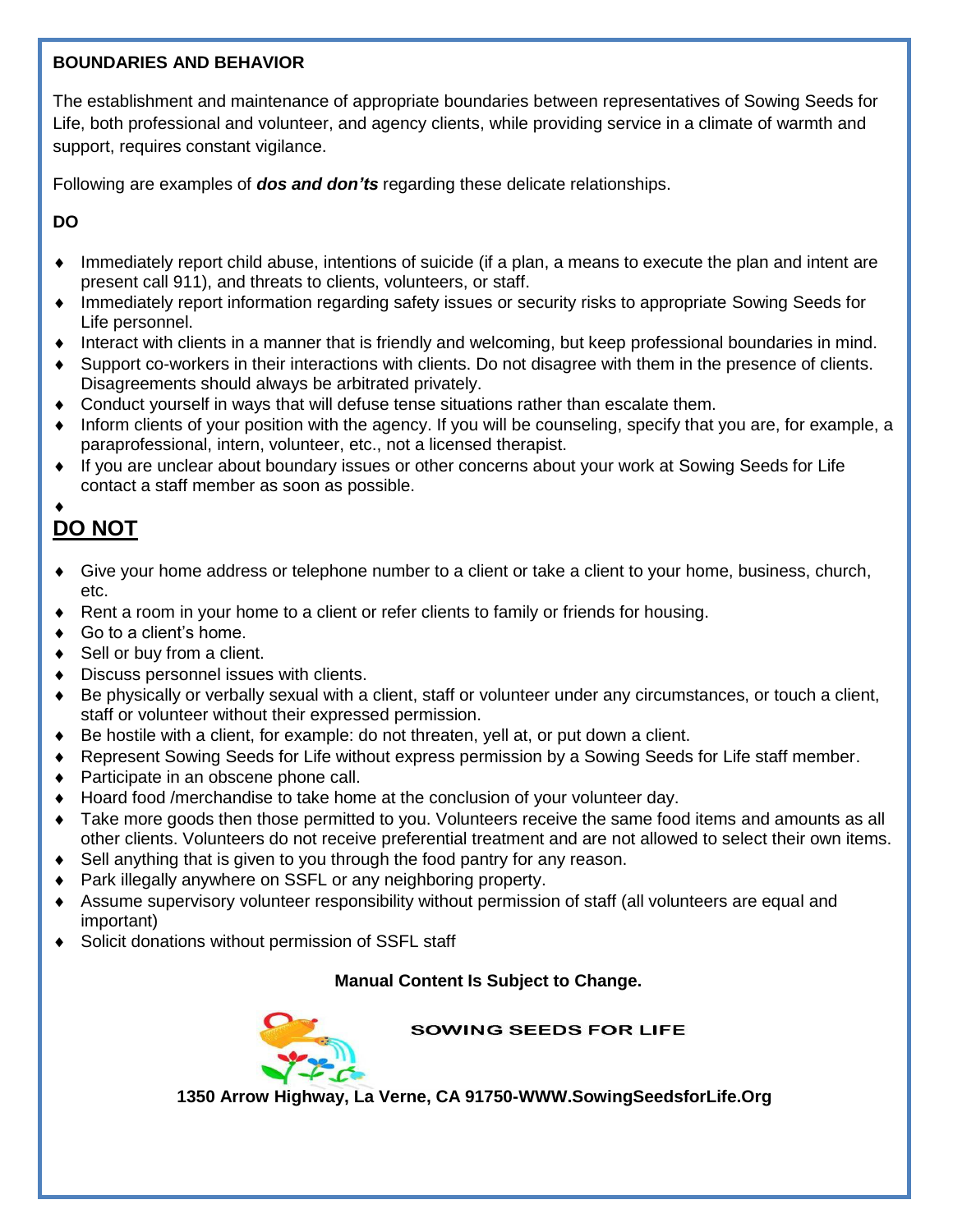## BOUNDARIES AND BEHAVIOR

The establishment and maintenance of appropriate boundaries between representatives of Sowing Seeds for Life, both professional and volunteer, and agency clients, while providing service in a climate of warmth and support, requires constant vigilance.

Following are examples of ***dos and don'ts*** regarding these delicate relationships.

**DO**

- Immediately report child abuse, intentions of suicide (if a plan, a means to execute the plan and intent are present call 911), and threats to clients, volunteers, or staff.
- Immediately report information regarding safety issues or security risks to appropriate Sowing Seeds for Life personnel.
- Interact with clients in a manner that is friendly and welcoming, but keep professional boundaries in mind.
- Support co-workers in their interactions with clients. Do not disagree with them in the presence of clients. Disagreements should always be arbitrated privately.
- Conduct yourself in ways that will defuse tense situations rather than escalate them.
- Inform clients of your position with the agency. If you will be counseling, specify that you are, for example, a paraprofessional, intern, volunteer, etc., not a licensed therapist.
- If you are unclear about boundary issues or other concerns about your work at Sowing Seeds for Life contact a staff member as soon as possible.

**DO NOT**

- Give your home address or telephone number to a client or take a client to your home, business, church, etc.
- Rent a room in your home to a client or refer clients to family or friends for housing.
- Go to a client's home.
- Sell or buy from a client.
- Discuss personnel issues with clients.
- Be physically or verbally sexual with a client, staff or volunteer under any circumstances, or touch a client, staff or volunteer without their expressed permission.
- Be hostile with a client, for example: do not threaten, yell at, or put down a client.
- Represent Sowing Seeds for Life without express permission by a Sowing Seeds for Life staff member.
- Participate in an obscene phone call.
- Hoard food /merchandise to take home at the conclusion of your volunteer day.
- Take more goods then those permitted to you. Volunteers receive the same food items and amounts as all other clients. Volunteers do not receive preferential treatment and are not allowed to select their own items.
- Sell anything that is given to you through the food pantry for any reason.
- Park illegally anywhere on SSFL or any neighboring property.
- Assume supervisory volunteer responsibility without permission of staff (all volunteers are equal and important)
- Solicit donations without permission of SSFL staff

**Manual Content Is Subject to Change.**

SOWING SEEDS FOR LIFE

**1350 Arrow Highway, La Verne, CA 91750-WWW.SowingSeedsforLife.Org**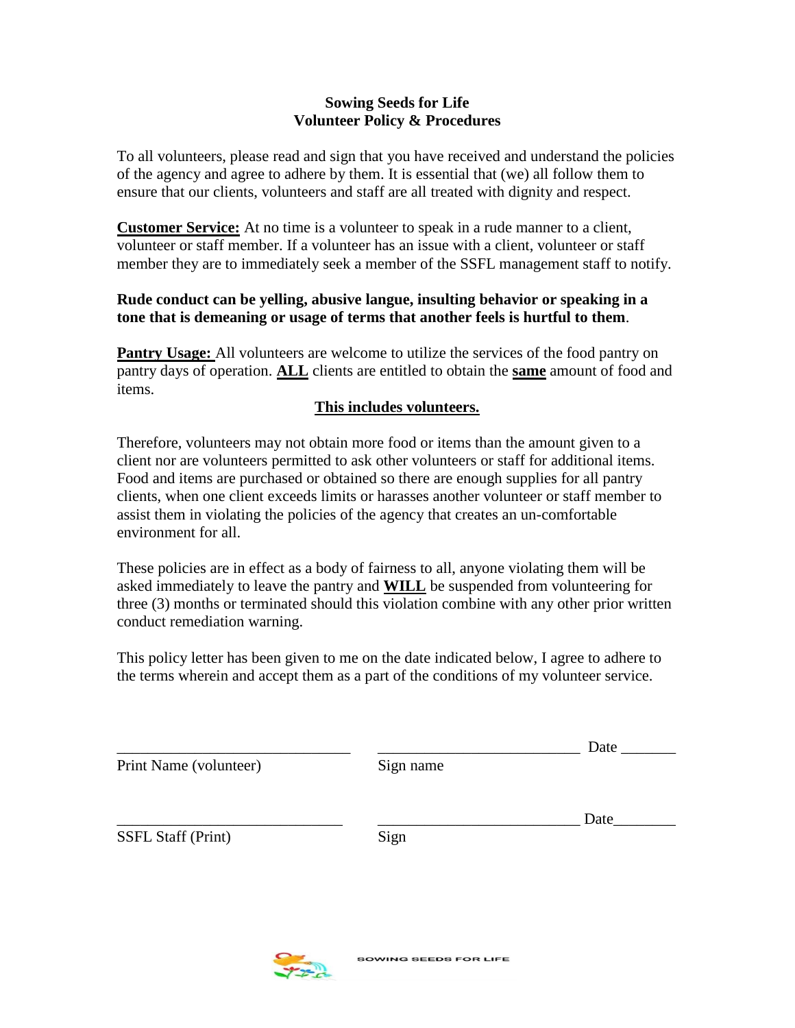**Sowing Seeds for Life**
**Volunteer Policy & Procedures**

To all volunteers, please read and sign that you have received and understand the policies of the agency and agree to adhere by them. It is essential that (we) all follow them to ensure that our clients, volunteers and staff are all treated with dignity and respect.

**Customer Service:** At no time is a volunteer to speak in a rude manner to a client, volunteer or staff member. If a volunteer has an issue with a client, volunteer or staff member they are to immediately seek a member of the SSFL management staff to notify.

**Rude conduct can be yelling, abusive langue, insulting behavior or speaking in a tone that is demeaning or usage of terms that another feels is hurtful to them**.

**Pantry Usage:** All volunteers are welcome to utilize the services of the food pantry on pantry days of operation. **ALL** clients are entitled to obtain the **same** amount of food and items.

**This includes volunteers.**

Therefore, volunteers may not obtain more food or items than the amount given to a client nor are volunteers permitted to ask other volunteers or staff for additional items. Food and items are purchased or obtained so there are enough supplies for all pantry clients, when one client exceeds limits or harasses another volunteer or staff member to assist them in violating the policies of the agency that creates an un-comfortable environment for all.

These policies are in effect as a body of fairness to all, anyone violating them will be asked immediately to leave the pantry and **WILL** be suspended from volunteering for three (3) months or terminated should this violation combine with any other prior written conduct remediation warning.

This policy letter has been given to me on the date indicated below, I agree to adhere to the terms wherein and accept them as a part of the conditions of my volunteer service.

______________________________ __________________________ Date _______
Print Name (volunteer) Sign name

_____________________________ __________________________ Date________
SSFL Staff (Print) Sign

SOWING SEEDS FOR LIFE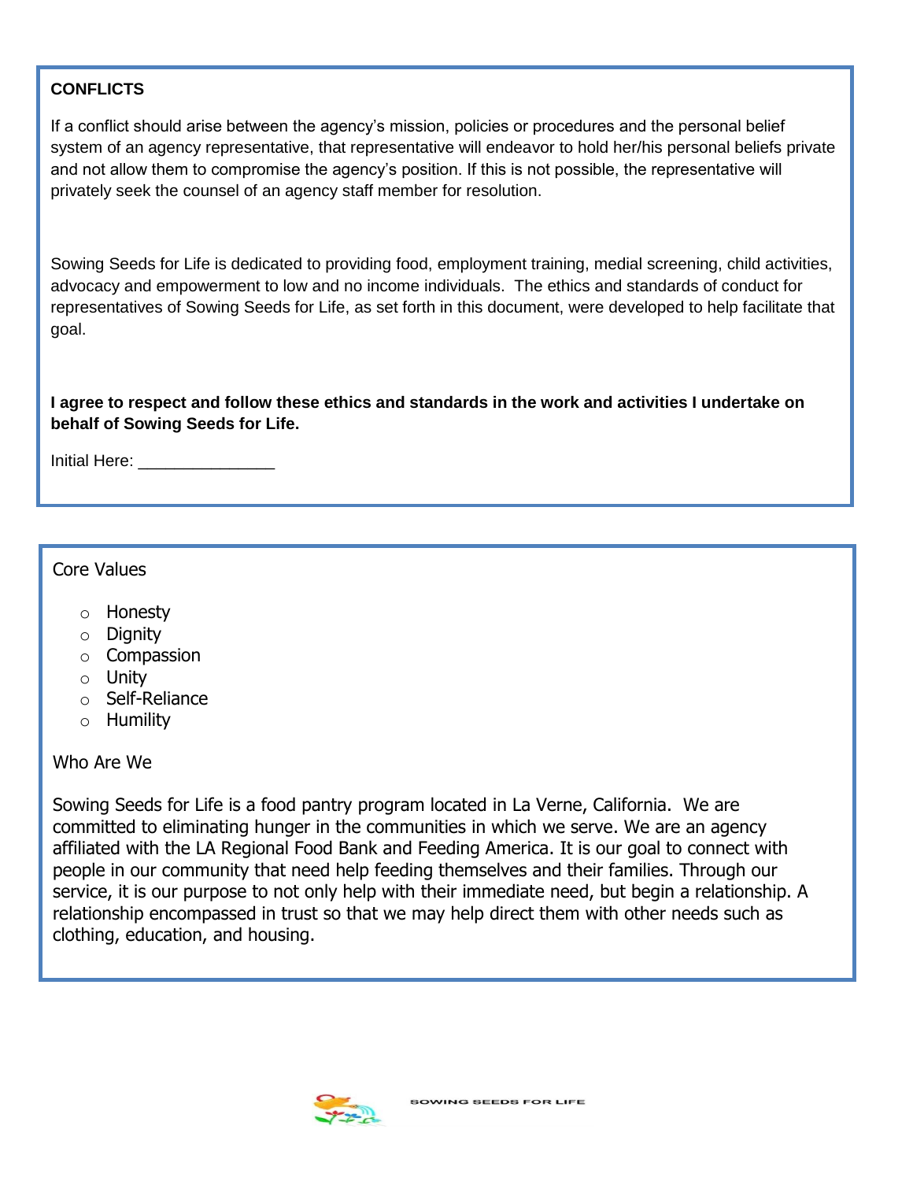**CONFLICTS**

If a conflict should arise between the agency's mission, policies or procedures and the personal belief system of an agency representative, that representative will endeavor to hold her/his personal beliefs private and not allow them to compromise the agency's position. If this is not possible, the representative will privately seek the counsel of an agency staff member for resolution.

Sowing Seeds for Life is dedicated to providing food, employment training, medial screening, child activities, advocacy and empowerment to low and no income individuals. The ethics and standards of conduct for representatives of Sowing Seeds for Life, as set forth in this document, were developed to help facilitate that goal.

**I agree to respect and follow these ethics and standards in the work and activities I undertake on behalf of Sowing Seeds for Life.**

Initial Here: _______________

Core Values

- Honesty
- Dignity
- Compassion
- Unity
- Self-Reliance
- Humility

Who Are We

Sowing Seeds for Life is a food pantry program located in La Verne, California. We are committed to eliminating hunger in the communities in which we serve. We are an agency affiliated with the LA Regional Food Bank and Feeding America. It is our goal to connect with people in our community that need help feeding themselves and their families. Through our service, it is our purpose to not only help with their immediate need, but begin a relationship. A relationship encompassed in trust so that we may help direct them with other needs such as clothing, education, and housing.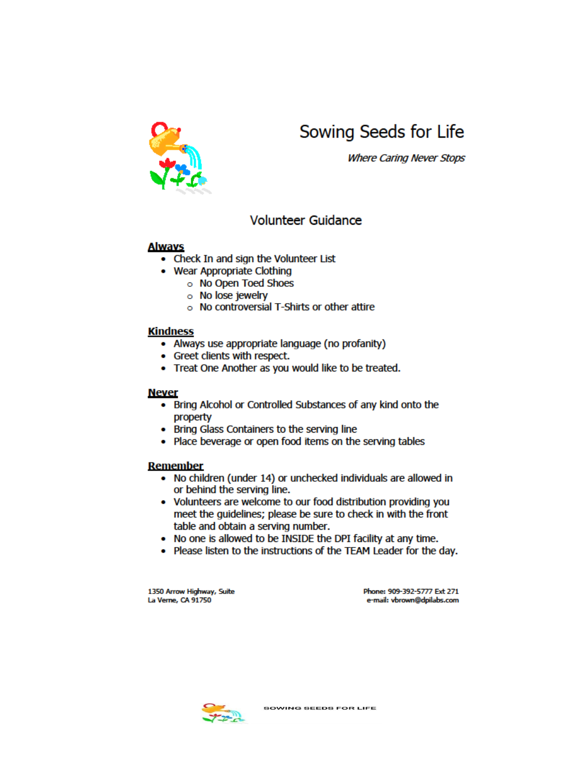# Sowing Seeds for Life

*Where Caring Never Stops*

## Volunteer Guidance

**Always**

- Check In and sign the Volunteer List
- Wear Appropriate Clothing
  - No Open Toed Shoes
  - No lose jewelry
  - No controversial T-Shirts or other attire

**Kindness**

- Always use appropriate language (no profanity)
- Greet clients with respect.
- Treat One Another as you would like to be treated.

**Never**

- Bring Alcohol or Controlled Substances of any kind onto the property
- Bring Glass Containers to the serving line
- Place beverage or open food items on the serving tables

**Remember**

- No children (under 14) or unchecked individuals are allowed in or behind the serving line.
- Volunteers are welcome to our food distribution providing you meet the guidelines; please be sure to check in with the front table and obtain a serving number.
- No one is allowed to be INSIDE the DPI facility at any time.
- Please listen to the instructions of the TEAM Leader for the day.

1350 Arrow Highway, Suite
La Verne, CA 91750

Phone: 909-392-5777 Ext 271
e-mail: vbrown@dpilabs.com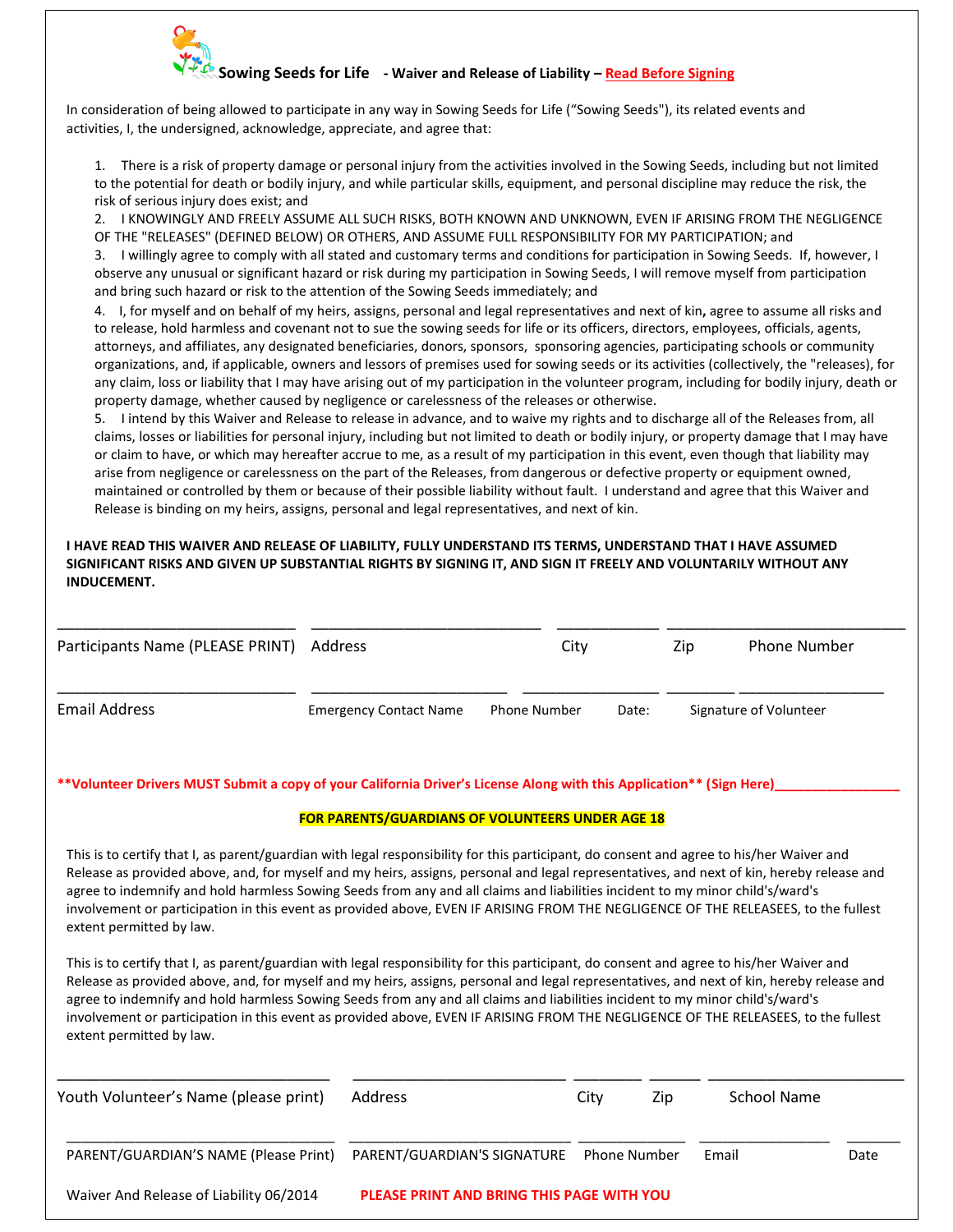## Sowing Seeds for Life - Waiver and Release of Liability – Read Before Signing

In consideration of being allowed to participate in any way in Sowing Seeds for Life ("Sowing Seeds"), its related events and activities, I, the undersigned, acknowledge, appreciate, and agree that:

1. There is a risk of property damage or personal injury from the activities involved in the Sowing Seeds, including but not limited to the potential for death or bodily injury, and while particular skills, equipment, and personal discipline may reduce the risk, the risk of serious injury does exist; and
2. I KNOWINGLY AND FREELY ASSUME ALL SUCH RISKS, BOTH KNOWN AND UNKNOWN, EVEN IF ARISING FROM THE NEGLIGENCE OF THE "RELEASES" (DEFINED BELOW) OR OTHERS, AND ASSUME FULL RESPONSIBILITY FOR MY PARTICIPATION; and
3. I willingly agree to comply with all stated and customary terms and conditions for participation in Sowing Seeds. If, however, I observe any unusual or significant hazard or risk during my participation in Sowing Seeds, I will remove myself from participation and bring such hazard or risk to the attention of the Sowing Seeds immediately; and
4. I, for myself and on behalf of my heirs, assigns, personal and legal representatives and next of kin**,** agree to assume all risks and to release, hold harmless and covenant not to sue the sowing seeds for life or its officers, directors, employees, officials, agents, attorneys, and affiliates, any designated beneficiaries, donors, sponsors, sponsoring agencies, participating schools or community organizations, and, if applicable, owners and lessors of premises used for sowing seeds or its activities (collectively, the "releases"), for any claim, loss or liability that I may have arising out of my participation in the volunteer program, including for bodily injury, death or property damage, whether caused by negligence or carelessness of the releases or otherwise.
5. I intend by this Waiver and Release to release in advance, and to waive my rights and to discharge all of the Releases from, all claims, losses or liabilities for personal injury, including but not limited to death or bodily injury, or property damage that I may have or claim to have, or which may hereafter accrue to me, as a result of my participation in this event, even though that liability may arise from negligence or carelessness on the part of the Releases, from dangerous or defective property or equipment owned, maintained or controlled by them or because of their possible liability without fault. I understand and agree that this Waiver and Release is binding on my heirs, assigns, personal and legal representatives, and next of kin.

**I HAVE READ THIS WAIVER AND RELEASE OF LIABILITY, FULLY UNDERSTAND ITS TERMS, UNDERSTAND THAT I HAVE ASSUMED SIGNIFICANT RISKS AND GIVEN UP SUBSTANTIAL RIGHTS BY SIGNING IT, AND SIGN IT FREELY AND VOLUNTARILY WITHOUT ANY INDUCEMENT.**

______________________________ ______________________________ ____________ ______________________________

Participants Name (PLEASE PRINT) Address City Zip Phone Number

______________________________ _________________________ _________________ _________ __________________

Email Address Emergency Contact Name Phone Number Date: Signature of Volunteer

**\*\*Volunteer Drivers MUST Submit a copy of your California Driver's License Along with this Application\*\* (Sign Here)_________________**

**FOR PARENTS/GUARDIANS OF VOLUNTEERS UNDER AGE 18**

This is to certify that I, as parent/guardian with legal responsibility for this participant, do consent and agree to his/her Waiver and Release as provided above, and, for myself and my heirs, assigns, personal and legal representatives, and next of kin, hereby release and agree to indemnify and hold harmless Sowing Seeds from any and all claims and liabilities incident to my minor child's/ward's involvement or participation in this event as provided above, EVEN IF ARISING FROM THE NEGLIGENCE OF THE RELEASEES, to the fullest extent permitted by law.

This is to certify that I, as parent/guardian with legal responsibility for this participant, do consent and agree to his/her Waiver and Release as provided above, and, for myself and my heirs, assigns, personal and legal representatives, and next of kin, hereby release and agree to indemnify and hold harmless Sowing Seeds from any and all claims and liabilities incident to my minor child's/ward's involvement or participation in this event as provided above, EVEN IF ARISING FROM THE NEGLIGENCE OF THE RELEASEES, to the fullest extent permitted by law.

__________________________________ __________________________ ________ ______ ________________________

Youth Volunteer's Name (please print) Address City Zip School Name

_________________________________ ___________________________ _____________ ________________ _______

PARENT/GUARDIAN'S NAME (Please Print) PARENT/GUARDIAN'S SIGNATURE Phone Number Email Date

Waiver And Release of Liability 06/2014 **PLEASE PRINT AND BRING THIS PAGE WITH YOU**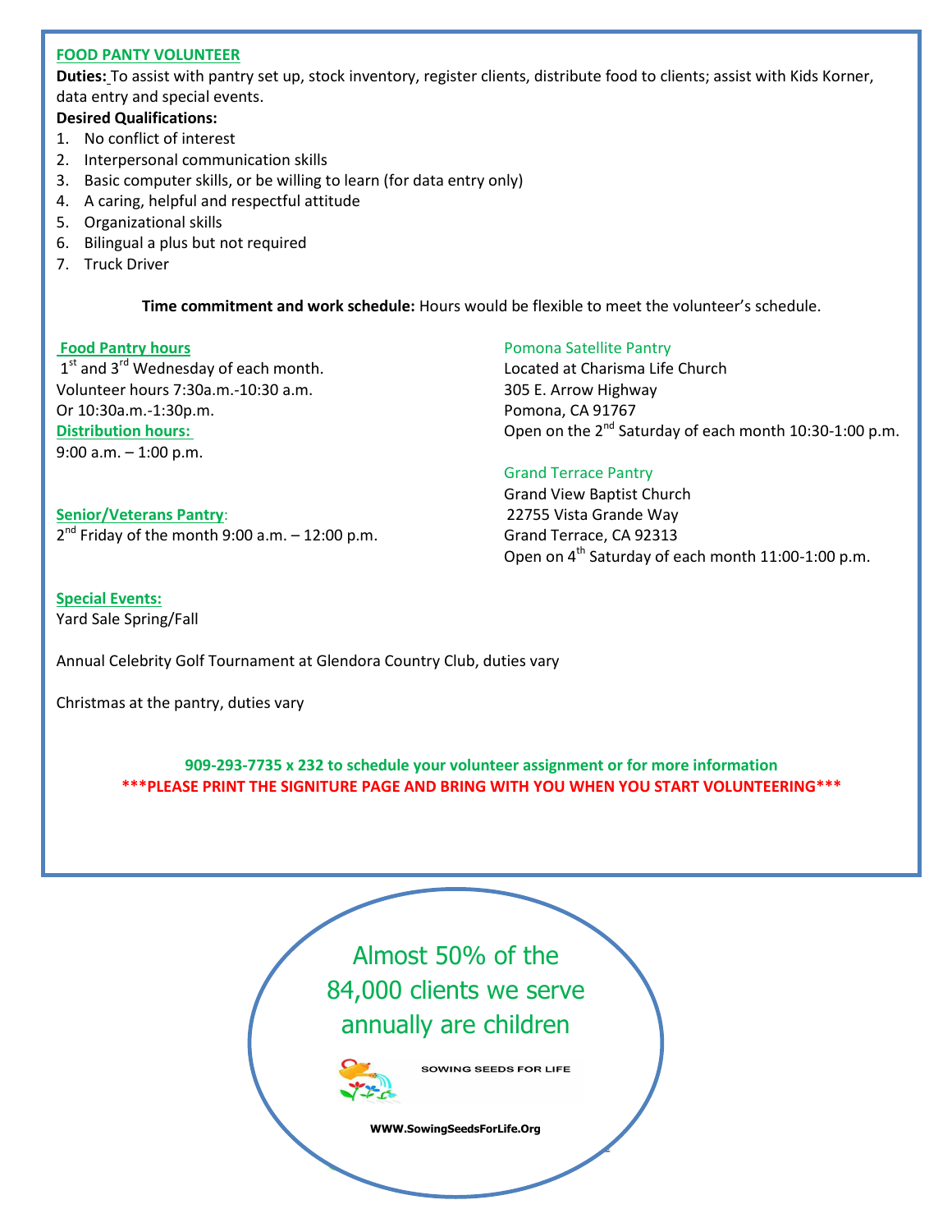## FOOD PANTY VOLUNTEER

**Duties:** To assist with pantry set up, stock inventory, register clients, distribute food to clients; assist with Kids Korner, data entry and special events.

**Desired Qualifications:**

1. No conflict of interest
2. Interpersonal communication skills
3. Basic computer skills, or be willing to learn (for data entry only)
4. A caring, helpful and respectful attitude
5. Organizational skills
6. Bilingual a plus but not required
7. Truck Driver

**Time commitment and work schedule:** Hours would be flexible to meet the volunteer's schedule.

**Food Pantry hours**

1st and 3rd Wednesday of each month.
Volunteer hours 7:30a.m.-10:30 a.m.
Or 10:30a.m.-1:30p.m.

**Distribution hours:**

9:00 a.m. – 1:00 p.m.

**Senior/Veterans Pantry**:

2nd Friday of the month 9:00 a.m. – 12:00 p.m.

Pomona Satellite Pantry
Located at Charisma Life Church
305 E. Arrow Highway
Pomona, CA 91767
Open on the 2nd Saturday of each month 10:30-1:00 p.m.

Grand Terrace Pantry
Grand View Baptist Church
22755 Vista Grande Way
Grand Terrace, CA 92313
Open on 4th Saturday of each month 11:00-1:00 p.m.

**Special Events:**

Yard Sale Spring/Fall

Annual Celebrity Golf Tournament at Glendora Country Club, duties vary

Christmas at the pantry, duties vary

**909-293-7735 x 232 to schedule your volunteer assignment or for more information**

**\*\*\*PLEASE PRINT THE SIGNITURE PAGE AND BRING WITH YOU WHEN YOU START VOLUNTEERING\*\*\***

Almost 50% of the 84,000 clients we serve annually are children

SOWING SEEDS FOR LIFE

**WWW.SowingSeedsForLife.Org**